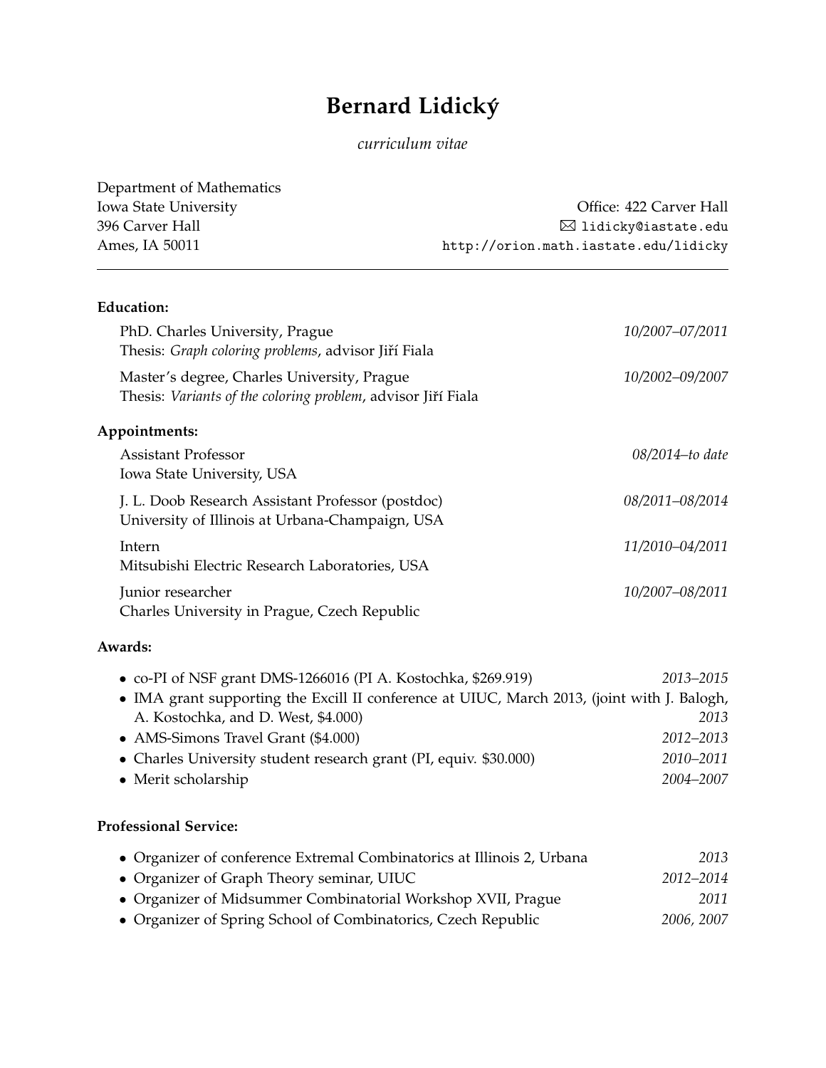# Bernard Lidický

*curriculum vitae*

Department of Mathematics
Iowa State University
396 Carver Hall
Ames, IA 50011

Office: 422 Carver Hall
✉ lidicky@iastate.edu
http://orion.math.iastate.edu/lidicky

---

**Education:**

PhD. Charles University, Prague — *10/2007–07/2011*
Thesis: *Graph coloring problems*, advisor Jiří Fiala

Master's degree, Charles University, Prague — *10/2002–09/2007*
Thesis: *Variants of the coloring problem*, advisor Jiří Fiala

**Appointments:**

Assistant Professor — *08/2014–to date*
Iowa State University, USA

J. L. Doob Research Assistant Professor (postdoc) — *08/2011–08/2014*
University of Illinois at Urbana-Champaign, USA

Intern — *11/2010–04/2011*
Mitsubishi Electric Research Laboratories, USA

Junior researcher — *10/2007–08/2011*
Charles University in Prague, Czech Republic

**Awards:**

- co-PI of NSF grant DMS-1266016 (PI A. Kostochka, $269.919) — *2013–2015*
- IMA grant supporting the Excill II conference at UIUC, March 2013, (joint with J. Balogh, A. Kostochka, and D. West, $4.000) — *2013*
- AMS-Simons Travel Grant ($4.000) — *2012–2013*
- Charles University student research grant (PI, equiv. $30.000) — *2010–2011*
- Merit scholarship — *2004–2007*

**Professional Service:**

- Organizer of conference Extremal Combinatorics at Illinois 2, Urbana — *2013*
- Organizer of Graph Theory seminar, UIUC — *2012–2014*
- Organizer of Midsummer Combinatorial Workshop XVII, Prague — *2011*
- Organizer of Spring School of Combinatorics, Czech Republic — *2006, 2007*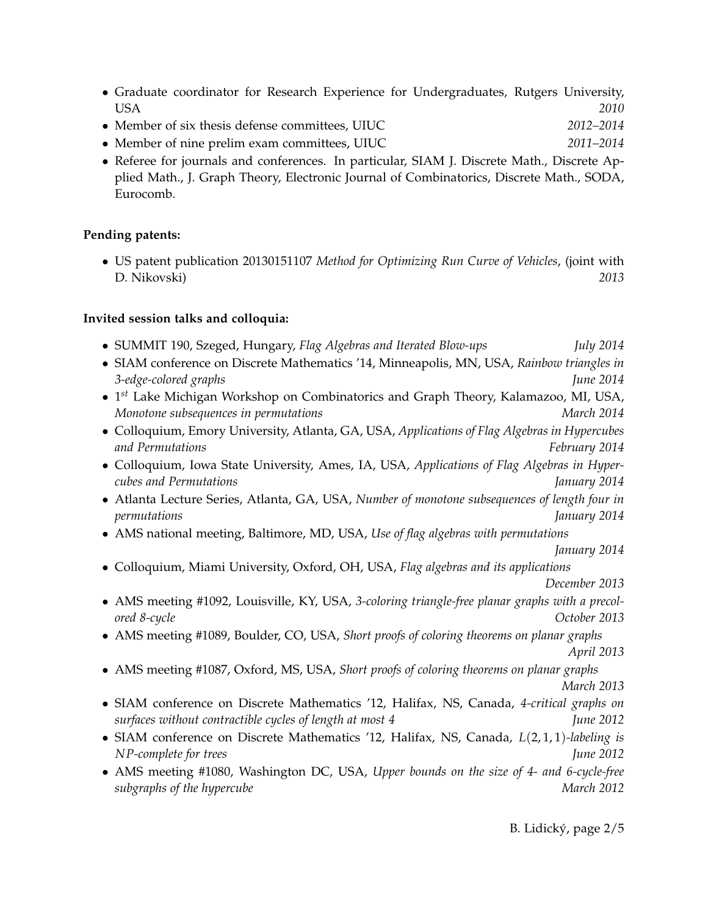- Graduate coordinator for Research Experience for Undergraduates, Rutgers University, USA *2010*
- Member of six thesis defense committees, UIUC *2012–2014*
- Member of nine prelim exam committees, UIUC *2011–2014*
- Referee for journals and conferences. In particular, SIAM J. Discrete Math., Discrete Applied Math., J. Graph Theory, Electronic Journal of Combinatorics, Discrete Math., SODA, Eurocomb.

**Pending patents:**

- US patent publication 20130151107 *Method for Optimizing Run Curve of Vehicles*, (joint with D. Nikovski) *2013*

**Invited session talks and colloquia:**

- SUMMIT 190, Szeged, Hungary, *Flag Algebras and Iterated Blow-ups* *July 2014*
- SIAM conference on Discrete Mathematics '14, Minneapolis, MN, USA, *Rainbow triangles in 3-edge-colored graphs* *June 2014*
- $1^{st}$ Lake Michigan Workshop on Combinatorics and Graph Theory, Kalamazoo, MI, USA, *Monotone subsequences in permutations* *March 2014*
- Colloquium, Emory University, Atlanta, GA, USA, *Applications of Flag Algebras in Hypercubes and Permutations* *February 2014*
- Colloquium, Iowa State University, Ames, IA, USA, *Applications of Flag Algebras in Hypercubes and Permutations* *January 2014*
- Atlanta Lecture Series, Atlanta, GA, USA, *Number of monotone subsequences of length four in permutations* *January 2014*
- AMS national meeting, Baltimore, MD, USA, *Use of flag algebras with permutations* *January 2014*
- Colloquium, Miami University, Oxford, OH, USA, *Flag algebras and its applications* *December 2013*
- AMS meeting #1092, Louisville, KY, USA, *3-coloring triangle-free planar graphs with a precolored 8-cycle* *October 2013*
- AMS meeting #1089, Boulder, CO, USA, *Short proofs of coloring theorems on planar graphs* *April 2013*
- AMS meeting #1087, Oxford, MS, USA, *Short proofs of coloring theorems on planar graphs* *March 2013*
- SIAM conference on Discrete Mathematics '12, Halifax, NS, Canada, *4-critical graphs on surfaces without contractible cycles of length at most 4* *June 2012*
- SIAM conference on Discrete Mathematics '12, Halifax, NS, Canada, $L(2,1,1)$*-labeling is* $NP$*-complete for trees* *June 2012*
- AMS meeting #1080, Washington DC, USA, *Upper bounds on the size of 4- and 6-cycle-free subgraphs of the hypercube* *March 2012*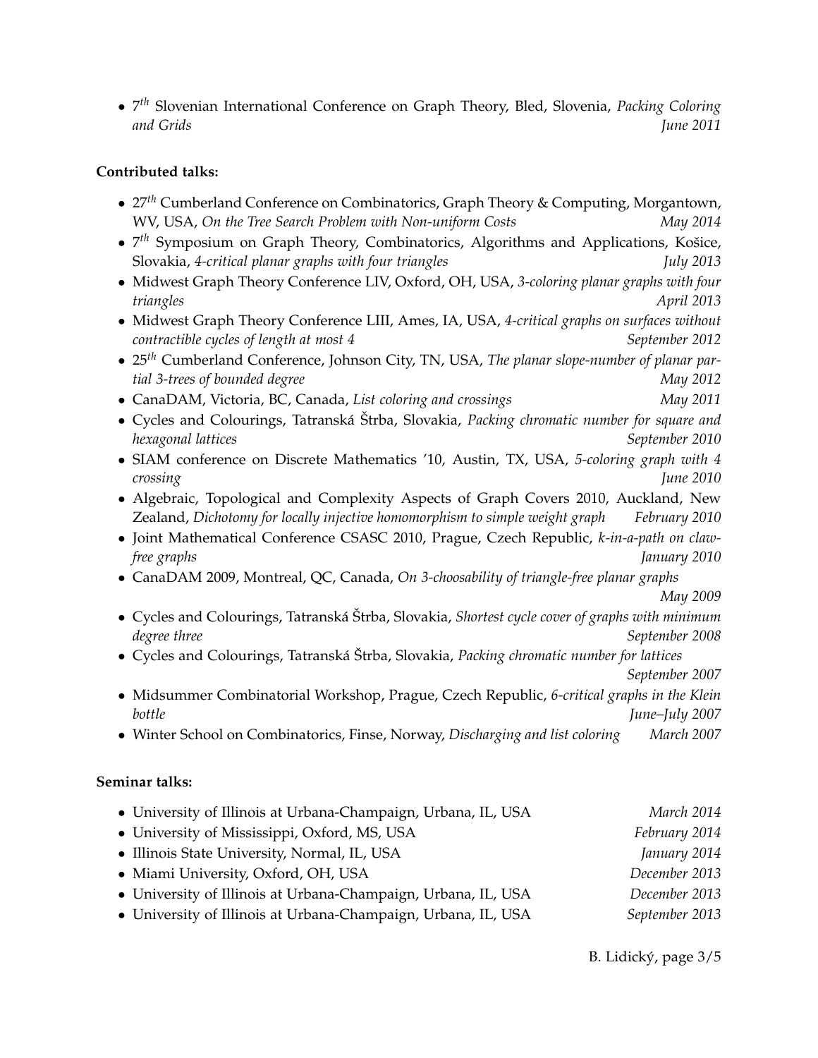- 7$^{th}$ Slovenian International Conference on Graph Theory, Bled, Slovenia, *Packing Coloring and Grids* *June 2011*

**Contributed talks:**

- 27$^{th}$ Cumberland Conference on Combinatorics, Graph Theory & Computing, Morgantown, WV, USA, *On the Tree Search Problem with Non-uniform Costs* *May 2014*
- 7$^{th}$ Symposium on Graph Theory, Combinatorics, Algorithms and Applications, Košice, Slovakia, *4-critical planar graphs with four triangles* *July 2013*
- Midwest Graph Theory Conference LIV, Oxford, OH, USA, *3-coloring planar graphs with four triangles* *April 2013*
- Midwest Graph Theory Conference LIII, Ames, IA, USA, *4-critical graphs on surfaces without contractible cycles of length at most 4* *September 2012*
- 25$^{th}$ Cumberland Conference, Johnson City, TN, USA, *The planar slope-number of planar partial 3-trees of bounded degree* *May 2012*
- CanaDAM, Victoria, BC, Canada, *List coloring and crossings* *May 2011*
- Cycles and Colourings, Tatranská Štrba, Slovakia, *Packing chromatic number for square and hexagonal lattices* *September 2010*
- SIAM conference on Discrete Mathematics '10, Austin, TX, USA, *5-coloring graph with 4 crossing* *June 2010*
- Algebraic, Topological and Complexity Aspects of Graph Covers 2010, Auckland, New Zealand, *Dichotomy for locally injective homomorphism to simple weight graph* *February 2010*
- Joint Mathematical Conference CSASC 2010, Prague, Czech Republic, *k-in-a-path on claw-free graphs* *January 2010*
- CanaDAM 2009, Montreal, QC, Canada, *On 3-choosability of triangle-free planar graphs* *May 2009*
- Cycles and Colourings, Tatranská Štrba, Slovakia, *Shortest cycle cover of graphs with minimum degree three* *September 2008*
- Cycles and Colourings, Tatranská Štrba, Slovakia, *Packing chromatic number for lattices* *September 2007*
- Midsummer Combinatorial Workshop, Prague, Czech Republic, *6-critical graphs in the Klein bottle* *June–July 2007*
- Winter School on Combinatorics, Finse, Norway, *Discharging and list coloring* *March 2007*

**Seminar talks:**

- University of Illinois at Urbana-Champaign, Urbana, IL, USA *March 2014*
- University of Mississippi, Oxford, MS, USA *February 2014*
- Illinois State University, Normal, IL, USA *January 2014*
- Miami University, Oxford, OH, USA *December 2013*
- University of Illinois at Urbana-Champaign, Urbana, IL, USA *December 2013*
- University of Illinois at Urbana-Champaign, Urbana, IL, USA *September 2013*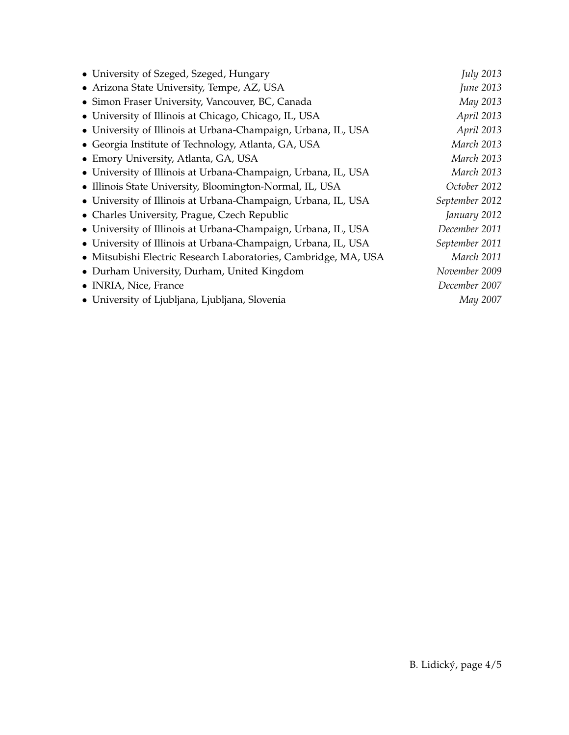- University of Szeged, Szeged, Hungary *July 2013*
- Arizona State University, Tempe, AZ, USA *June 2013*
- Simon Fraser University, Vancouver, BC, Canada *May 2013*
- University of Illinois at Chicago, Chicago, IL, USA *April 2013*
- University of Illinois at Urbana-Champaign, Urbana, IL, USA *April 2013*
- Georgia Institute of Technology, Atlanta, GA, USA *March 2013*
- Emory University, Atlanta, GA, USA *March 2013*
- University of Illinois at Urbana-Champaign, Urbana, IL, USA *March 2013*
- Illinois State University, Bloomington-Normal, IL, USA *October 2012*
- University of Illinois at Urbana-Champaign, Urbana, IL, USA *September 2012*
- Charles University, Prague, Czech Republic *January 2012*
- University of Illinois at Urbana-Champaign, Urbana, IL, USA *December 2011*
- University of Illinois at Urbana-Champaign, Urbana, IL, USA *September 2011*
- Mitsubishi Electric Research Laboratories, Cambridge, MA, USA *March 2011*
- Durham University, Durham, United Kingdom *November 2009*
- INRIA, Nice, France *December 2007*
- University of Ljubljana, Ljubljana, Slovenia *May 2007*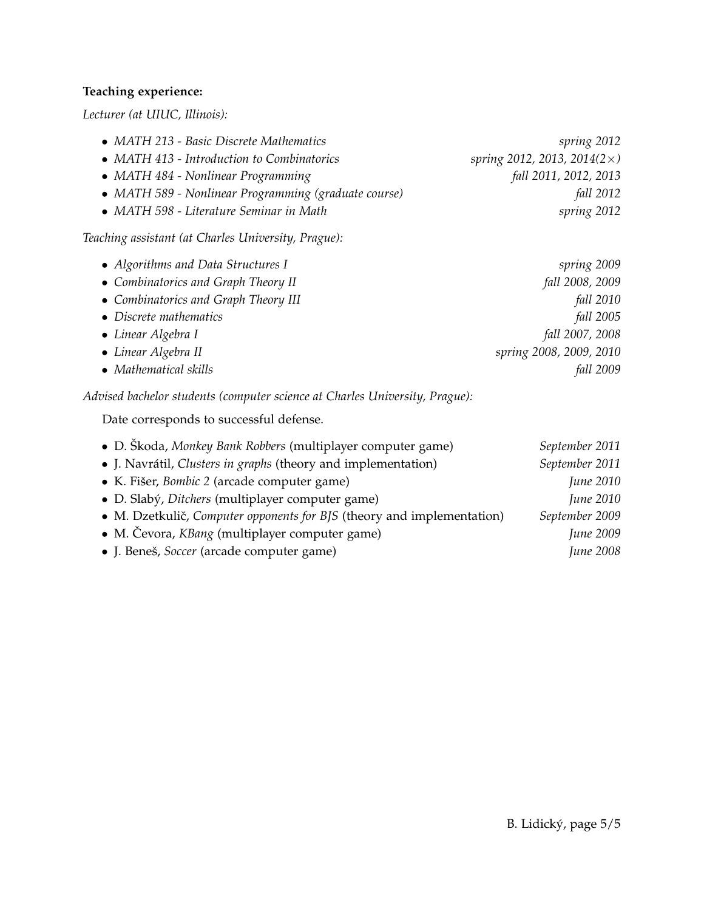**Teaching experience:**

*Lecturer (at UIUC, Illinois):*

- *MATH 213 - Basic Discrete Mathematics* — *spring 2012*
- *MATH 413 - Introduction to Combinatorics* — *spring 2012, 2013, 2014(2×)*
- *MATH 484 - Nonlinear Programming* — *fall 2011, 2012, 2013*
- *MATH 589 - Nonlinear Programming (graduate course)* — *fall 2012*
- *MATH 598 - Literature Seminar in Math* — *spring 2012*

*Teaching assistant (at Charles University, Prague):*

- *Algorithms and Data Structures I* — *spring 2009*
- *Combinatorics and Graph Theory II* — *fall 2008, 2009*
- *Combinatorics and Graph Theory III* — *fall 2010*
- *Discrete mathematics* — *fall 2005*
- *Linear Algebra I* — *fall 2007, 2008*
- *Linear Algebra II* — *spring 2008, 2009, 2010*
- *Mathematical skills* — *fall 2009*

*Advised bachelor students (computer science at Charles University, Prague):*

Date corresponds to successful defense.

- D. Škoda, *Monkey Bank Robbers* (multiplayer computer game) — *September 2011*
- J. Navrátil, *Clusters in graphs* (theory and implementation) — *September 2011*
- K. Fišer, *Bombic 2* (arcade computer game) — *June 2010*
- D. Slabý, *Ditchers* (multiplayer computer game) — *June 2010*
- M. Dzetkulič, *Computer opponents for BJS* (theory and implementation) — *September 2009*
- M. Čevora, *KBang* (multiplayer computer game) — *June 2009*
- J. Beneš, *Soccer* (arcade computer game) — *June 2008*